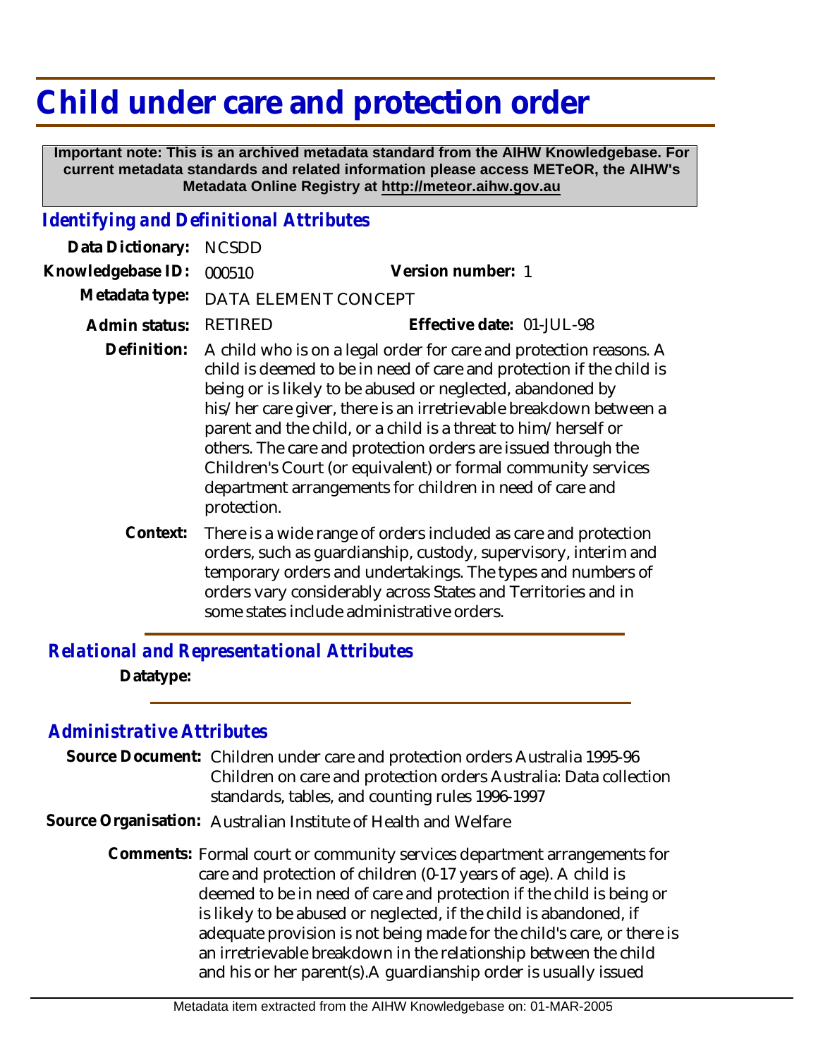# Child under care and protection order

**Important note: This is an archived metadata standard from the AIHW Knowledgebase. For current metadata standards and related information please access METeOR, the AIHW's Metadata Online Registry at http://meteor.aihw.gov.au**

## *Identifying and Definitional Attributes*

**Data Dictionary:** NCSDD

**Knowledgebase ID:** 000510

**Version number:** 1

**Metadata type:** DATA ELEMENT CONCEPT

**Admin status:** RETIRED

**Effective date:** 01-JUL-98

**Definition:** A child who is on a legal order for care and protection reasons. A child is deemed to be in need of care and protection if the child is being or is likely to be abused or neglected, abandoned by his/her care giver, there is an irretrievable breakdown between a parent and the child, or a child is a threat to him/herself or others. The care and protection orders are issued through the Children's Court (or equivalent) or formal community services department arrangements for children in need of care and protection.

**Context:** There is a wide range of orders included as care and protection orders, such as guardianship, custody, supervisory, interim and temporary orders and undertakings. The types and numbers of orders vary considerably across States and Territories and in some states include administrative orders.

## *Relational and Representational Attributes*

**Datatype:**

## *Administrative Attributes*

**Source Document:** Children under care and protection orders Australia 1995-96
Children on care and protection orders Australia: Data collection standards, tables, and counting rules 1996-1997

**Source Organisation:** Australian Institute of Health and Welfare

**Comments:** Formal court or community services department arrangements for care and protection of children (0-17 years of age). A child is deemed to be in need of care and protection if the child is being or is likely to be abused or neglected, if the child is abandoned, if adequate provision is not being made for the child's care, or there is an irretrievable breakdown in the relationship between the child and his or her parent(s).A guardianship order is usually issued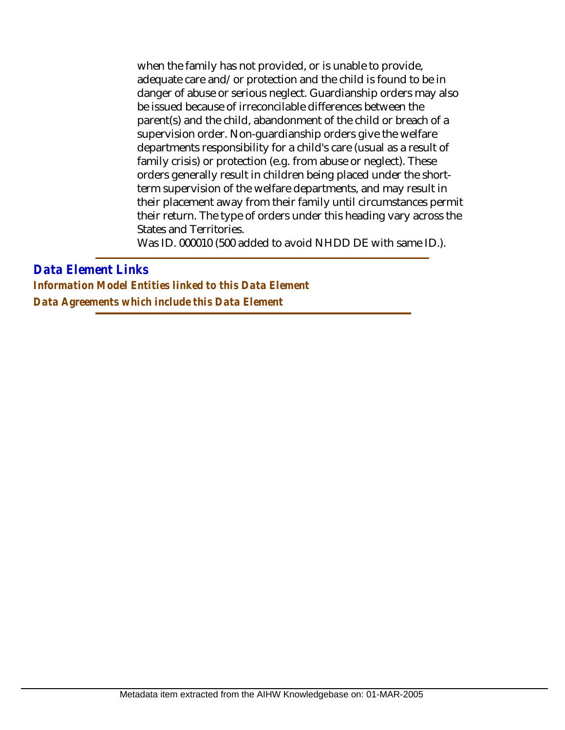when the family has not provided, or is unable to provide, adequate care and/or protection and the child is found to be in danger of abuse or serious neglect. Guardianship orders may also be issued because of irreconcilable differences between the parent(s) and the child, abandonment of the child or breach of a supervision order. Non-guardianship orders give the welfare departments responsibility for a child's care (usual as a result of family crisis) or protection (e.g. from abuse or neglect). These orders generally result in children being placed under the short-term supervision of the welfare departments, and may result in their placement away from their family until circumstances permit their return. The type of orders under this heading vary across the States and Territories.

Was ID. 000010 (500 added to avoid NHDD DE with same ID.).

## Data Element Links

***Information Model Entities linked to this Data Element***

***Data Agreements which include this Data Element***